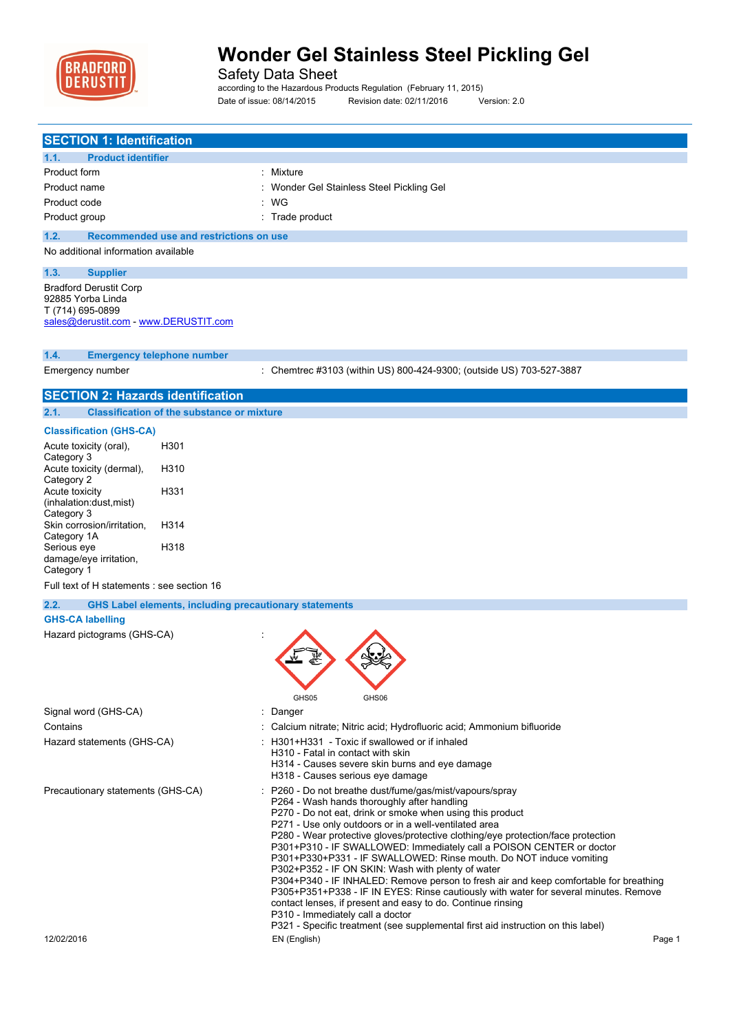# Wonder Gel Stainless Steel Pickling Gel

Safety Data Sheet

according to the Hazardous Products Regulation (February 11, 2015)

Date of issue: 08/14/2015 Revision date: 02/11/2016 Version: 2.0

## SECTION 1: Identification

### 1.1. Product identifier

| | |
|---|---|
| Product form | : Mixture |
| Product name | : Wonder Gel Stainless Steel Pickling Gel |
| Product code | : WG |
| Product group | : Trade product |

### 1.2. Recommended use and restrictions on use

No additional information available

### 1.3. Supplier

Bradford Derustit Corp
92885 Yorba Linda
T (714) 695-0899
sales@derustit.com - www.DERUSTIT.com

### 1.4. Emergency telephone number

| | |
|---|---|
| Emergency number | : Chemtrec #3103 (within US) 800-424-9300; (outside US) 703-527-3887 |

## SECTION 2: Hazards identification

### 2.1. Classification of the substance or mixture

**Classification (GHS-CA)**

| | |
|---|---|
| Acute toxicity (oral), Category 3 | H301 |
| Acute toxicity (dermal), Category 2 | H310 |
| Acute toxicity (inhalation:dust,mist) Category 3 | H331 |
| Skin corrosion/irritation, Category 1A | H314 |
| Serious eye damage/eye irritation, Category 1 | H318 |

Full text of H statements : see section 16

### 2.2. GHS Label elements, including precautionary statements

**GHS-CA labelling**

Hazard pictograms (GHS-CA) :

GHS05 GHS06

| | |
|---|---|
| Signal word (GHS-CA) | : Danger |
| Contains | : Calcium nitrate; Nitric acid; Hydrofluoric acid; Ammonium bifluoride |
| Hazard statements (GHS-CA) | : H301+H331 - Toxic if swallowed or if inhaled<br>H310 - Fatal in contact with skin<br>H314 - Causes severe skin burns and eye damage<br>H318 - Causes serious eye damage |
| Precautionary statements (GHS-CA) | : P260 - Do not breathe dust/fume/gas/mist/vapours/spray<br>P264 - Wash hands thoroughly after handling<br>P270 - Do not eat, drink or smoke when using this product<br>P271 - Use only outdoors or in a well-ventilated area<br>P280 - Wear protective gloves/protective clothing/eye protection/face protection<br>P301+P310 - IF SWALLOWED: Immediately call a POISON CENTER or doctor<br>P301+P330+P331 - IF SWALLOWED: Rinse mouth. Do NOT induce vomiting<br>P302+P352 - IF ON SKIN: Wash with plenty of water<br>P304+P340 - IF INHALED: Remove person to fresh air and keep comfortable for breathing<br>P305+P351+P338 - IF IN EYES: Rinse cautiously with water for several minutes. Remove contact lenses, if present and easy to do. Continue rinsing<br>P310 - Immediately call a doctor<br>P321 - Specific treatment (see supplemental first aid instruction on this label) |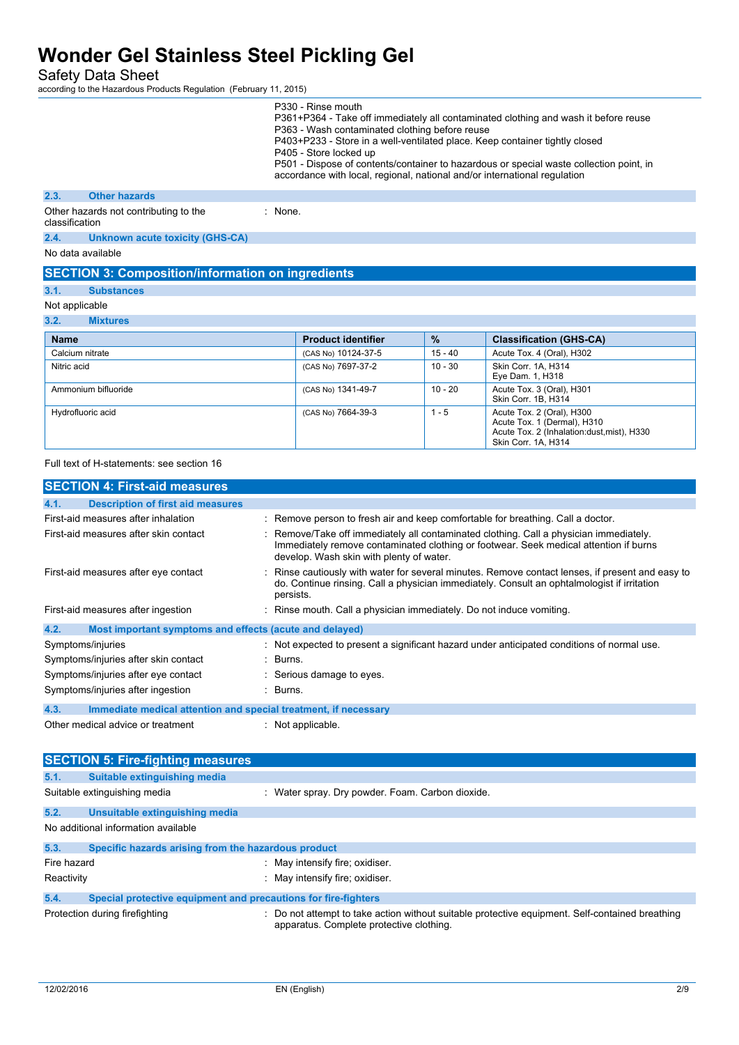P330 - Rinse mouth
P361+P364 - Take off immediately all contaminated clothing and wash it before reuse
P363 - Wash contaminated clothing before reuse
P403+P233 - Store in a well-ventilated place. Keep container tightly closed
P405 - Store locked up
P501 - Dispose of contents/container to hazardous or special waste collection point, in accordance with local, regional, national and/or international regulation

### 2.3. Other hazards

Other hazards not contributing to the classification : None.

### 2.4. Unknown acute toxicity (GHS-CA)

No data available

## SECTION 3: Composition/information on ingredients

### 3.1. Substances

Not applicable

### 3.2. Mixtures

| Name | Product identifier | % | Classification (GHS-CA) |
|---|---|---|---|
| Calcium nitrate | (CAS No) 10124-37-5 | 15 - 40 | Acute Tox. 4 (Oral), H302 |
| Nitric acid | (CAS No) 7697-37-2 | 10 - 30 | Skin Corr. 1A, H314<br>Eye Dam. 1, H318 |
| Ammonium bifluoride | (CAS No) 1341-49-7 | 10 - 20 | Acute Tox. 3 (Oral), H301<br>Skin Corr. 1B, H314 |
| Hydrofluoric acid | (CAS No) 7664-39-3 | 1 - 5 | Acute Tox. 2 (Oral), H300<br>Acute Tox. 1 (Dermal), H310<br>Acute Tox. 2 (Inhalation:dust,mist), H330<br>Skin Corr. 1A, H314 |

Full text of H-statements: see section 16

## SECTION 4: First-aid measures

### 4.1. Description of first aid measures

First-aid measures after inhalation : Remove person to fresh air and keep comfortable for breathing. Call a doctor.

First-aid measures after skin contact : Remove/Take off immediately all contaminated clothing. Call a physician immediately. Immediately remove contaminated clothing or footwear. Seek medical attention if burns develop. Wash skin with plenty of water.

First-aid measures after eye contact : Rinse cautiously with water for several minutes. Remove contact lenses, if present and easy to do. Continue rinsing. Call a physician immediately. Consult an ophtalmologist if irritation persists.

First-aid measures after ingestion : Rinse mouth. Call a physician immediately. Do not induce vomiting.

### 4.2. Most important symptoms and effects (acute and delayed)

Symptoms/injuries : Not expected to present a significant hazard under anticipated conditions of normal use.

Symptoms/injuries after skin contact : Burns.

Symptoms/injuries after eye contact : Serious damage to eyes.

Symptoms/injuries after ingestion : Burns.

### 4.3. Immediate medical attention and special treatment, if necessary

Other medical advice or treatment : Not applicable.

## SECTION 5: Fire-fighting measures

### 5.1. Suitable extinguishing media

Suitable extinguishing media : Water spray. Dry powder. Foam. Carbon dioxide.

### 5.2. Unsuitable extinguishing media

No additional information available

### 5.3. Specific hazards arising from the hazardous product

Fire hazard : May intensify fire; oxidiser.

Reactivity : May intensify fire; oxidiser.

### 5.4. Special protective equipment and precautions for fire-fighters

Protection during firefighting : Do not attempt to take action without suitable protective equipment. Self-contained breathing apparatus. Complete protective clothing.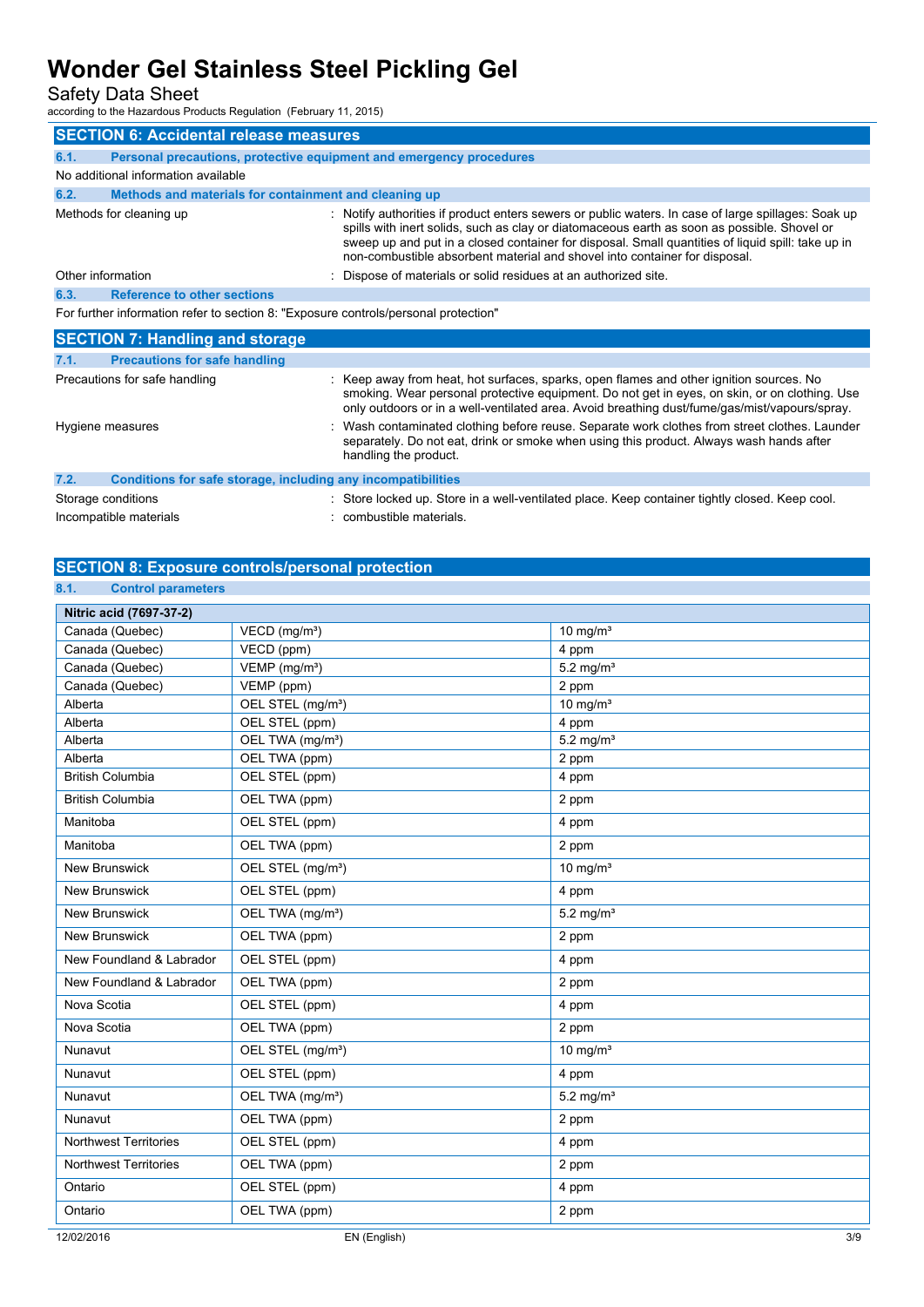## SECTION 6: Accidental release measures

### 6.1. Personal precautions, protective equipment and emergency procedures

No additional information available

### 6.2. Methods and materials for containment and cleaning up

Methods for cleaning up : Notify authorities if product enters sewers or public waters. In case of large spillages: Soak up spills with inert solids, such as clay or diatomaceous earth as soon as possible. Shovel or sweep up and put in a closed container for disposal. Small quantities of liquid spill: take up in non-combustible absorbent material and shovel into container for disposal.

Other information : Dispose of materials or solid residues at an authorized site.

### 6.3. Reference to other sections

For further information refer to section 8: "Exposure controls/personal protection"

## SECTION 7: Handling and storage

### 7.1. Precautions for safe handling

Precautions for safe handling : Keep away from heat, hot surfaces, sparks, open flames and other ignition sources. No smoking. Wear personal protective equipment. Do not get in eyes, on skin, or on clothing. Use only outdoors or in a well-ventilated area. Avoid breathing dust/fume/gas/mist/vapours/spray.

Hygiene measures : Wash contaminated clothing before reuse. Separate work clothes from street clothes. Launder separately. Do not eat, drink or smoke when using this product. Always wash hands after handling the product.

### 7.2. Conditions for safe storage, including any incompatibilities

Storage conditions : Store locked up. Store in a well-ventilated place. Keep container tightly closed. Keep cool.

Incompatible materials : combustible materials.

## SECTION 8: Exposure controls/personal protection

### 8.1. Control parameters

| Nitric acid (7697-37-2) | | |
|---|---|---|
| Canada (Quebec) | VECD (mg/m³) | 10 mg/m³ |
| Canada (Quebec) | VECD (ppm) | 4 ppm |
| Canada (Quebec) | VEMP (mg/m³) | 5.2 mg/m³ |
| Canada (Quebec) | VEMP (ppm) | 2 ppm |
| Alberta | OEL STEL (mg/m³) | 10 mg/m³ |
| Alberta | OEL STEL (ppm) | 4 ppm |
| Alberta | OEL TWA (mg/m³) | 5.2 mg/m³ |
| Alberta | OEL TWA (ppm) | 2 ppm |
| British Columbia | OEL STEL (ppm) | 4 ppm |
| British Columbia | OEL TWA (ppm) | 2 ppm |
| Manitoba | OEL STEL (ppm) | 4 ppm |
| Manitoba | OEL TWA (ppm) | 2 ppm |
| New Brunswick | OEL STEL (mg/m³) | 10 mg/m³ |
| New Brunswick | OEL STEL (ppm) | 4 ppm |
| New Brunswick | OEL TWA (mg/m³) | 5.2 mg/m³ |
| New Brunswick | OEL TWA (ppm) | 2 ppm |
| New Foundland & Labrador | OEL STEL (ppm) | 4 ppm |
| New Foundland & Labrador | OEL TWA (ppm) | 2 ppm |
| Nova Scotia | OEL STEL (ppm) | 4 ppm |
| Nova Scotia | OEL TWA (ppm) | 2 ppm |
| Nunavut | OEL STEL (mg/m³) | 10 mg/m³ |
| Nunavut | OEL STEL (ppm) | 4 ppm |
| Nunavut | OEL TWA (mg/m³) | 5.2 mg/m³ |
| Nunavut | OEL TWA (ppm) | 2 ppm |
| Northwest Territories | OEL STEL (ppm) | 4 ppm |
| Northwest Territories | OEL TWA (ppm) | 2 ppm |
| Ontario | OEL STEL (ppm) | 4 ppm |
| Ontario | OEL TWA (ppm) | 2 ppm |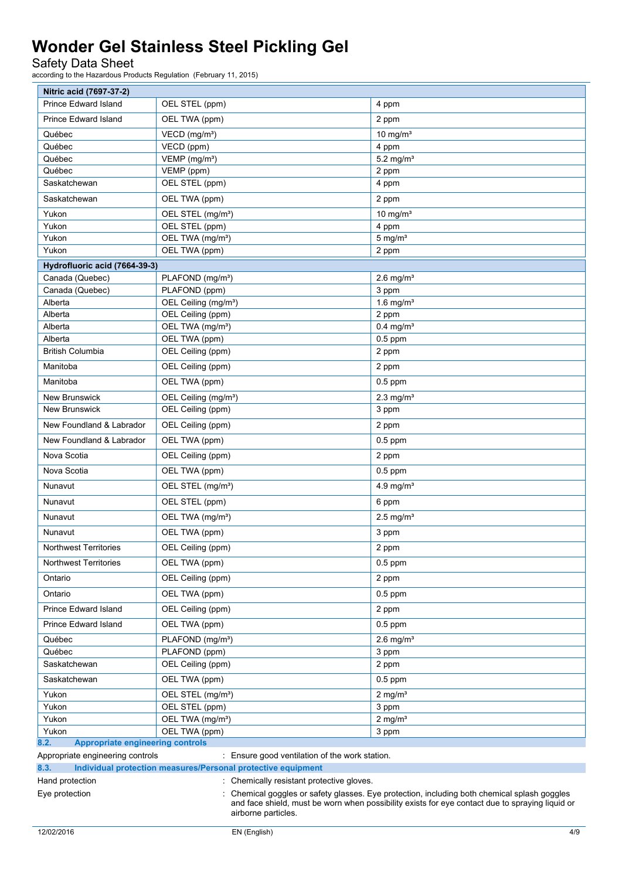| Nitric acid (7697-37-2) | | |
|---|---|---|
| Prince Edward Island | OEL STEL (ppm) | 4 ppm |
| Prince Edward Island | OEL TWA (ppm) | 2 ppm |
| Québec | VECD (mg/m³) | 10 mg/m³ |
| Québec | VECD (ppm) | 4 ppm |
| Québec | VEMP (mg/m³) | 5.2 mg/m³ |
| Québec | VEMP (ppm) | 2 ppm |
| Saskatchewan | OEL STEL (ppm) | 4 ppm |
| Saskatchewan | OEL TWA (ppm) | 2 ppm |
| Yukon | OEL STEL (mg/m³) | 10 mg/m³ |
| Yukon | OEL STEL (ppm) | 4 ppm |
| Yukon | OEL TWA (mg/m³) | 5 mg/m³ |
| Yukon | OEL TWA (ppm) | 2 ppm |

| Hydrofluoric acid (7664-39-3) | | |
|---|---|---|
| Canada (Quebec) | PLAFOND (mg/m³) | 2.6 mg/m³ |
| Canada (Quebec) | PLAFOND (ppm) | 3 ppm |
| Alberta | OEL Ceiling (mg/m³) | 1.6 mg/m³ |
| Alberta | OEL Ceiling (ppm) | 2 ppm |
| Alberta | OEL TWA (mg/m³) | 0.4 mg/m³ |
| Alberta | OEL TWA (ppm) | 0.5 ppm |
| British Columbia | OEL Ceiling (ppm) | 2 ppm |
| Manitoba | OEL Ceiling (ppm) | 2 ppm |
| Manitoba | OEL TWA (ppm) | 0.5 ppm |
| New Brunswick | OEL Ceiling (mg/m³) | 2.3 mg/m³ |
| New Brunswick | OEL Ceiling (ppm) | 3 ppm |
| New Foundland & Labrador | OEL Ceiling (ppm) | 2 ppm |
| New Foundland & Labrador | OEL TWA (ppm) | 0.5 ppm |
| Nova Scotia | OEL Ceiling (ppm) | 2 ppm |
| Nova Scotia | OEL TWA (ppm) | 0.5 ppm |
| Nunavut | OEL STEL (mg/m³) | 4.9 mg/m³ |
| Nunavut | OEL STEL (ppm) | 6 ppm |
| Nunavut | OEL TWA (mg/m³) | 2.5 mg/m³ |
| Nunavut | OEL TWA (ppm) | 3 ppm |
| Northwest Territories | OEL Ceiling (ppm) | 2 ppm |
| Northwest Territories | OEL TWA (ppm) | 0.5 ppm |
| Ontario | OEL Ceiling (ppm) | 2 ppm |
| Ontario | OEL TWA (ppm) | 0.5 ppm |
| Prince Edward Island | OEL Ceiling (ppm) | 2 ppm |
| Prince Edward Island | OEL TWA (ppm) | 0.5 ppm |
| Québec | PLAFOND (mg/m³) | 2.6 mg/m³ |
| Québec | PLAFOND (ppm) | 3 ppm |
| Saskatchewan | OEL Ceiling (ppm) | 2 ppm |
| Saskatchewan | OEL TWA (ppm) | 0.5 ppm |
| Yukon | OEL STEL (mg/m³) | 2 mg/m³ |
| Yukon | OEL STEL (ppm) | 3 ppm |
| Yukon | OEL TWA (mg/m³) | 2 mg/m³ |
| Yukon | OEL TWA (ppm) | 3 ppm |

### 8.2. Appropriate engineering controls

Appropriate engineering controls : Ensure good ventilation of the work station.

### 8.3. Individual protection measures/Personal protective equipment

Hand protection : Chemically resistant protective gloves.

Eye protection : Chemical goggles or safety glasses. Eye protection, including both chemical splash goggles and face shield, must be worn when possibility exists for eye contact due to spraying liquid or airborne particles.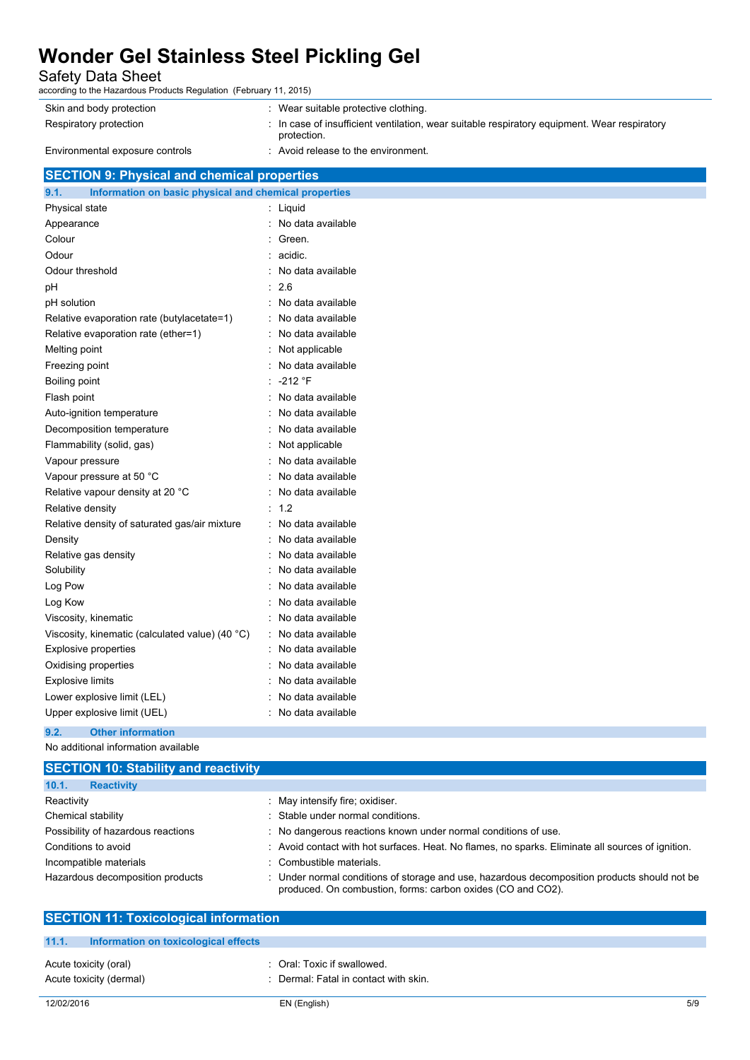| | |
|---|---|
| Skin and body protection | : Wear suitable protective clothing. |
| Respiratory protection | : In case of insufficient ventilation, wear suitable respiratory equipment. Wear respiratory protection. |
| Environmental exposure controls | : Avoid release to the environment. |

## SECTION 9: Physical and chemical properties

### 9.1. Information on basic physical and chemical properties

| | |
|---|---|
| Physical state | : Liquid |
| Appearance | : No data available |
| Colour | : Green. |
| Odour | : acidic. |
| Odour threshold | : No data available |
| pH | : 2.6 |
| pH solution | : No data available |
| Relative evaporation rate (butylacetate=1) | : No data available |
| Relative evaporation rate (ether=1) | : No data available |
| Melting point | : Not applicable |
| Freezing point | : No data available |
| Boiling point | : -212 °F |
| Flash point | : No data available |
| Auto-ignition temperature | : No data available |
| Decomposition temperature | : No data available |
| Flammability (solid, gas) | : Not applicable |
| Vapour pressure | : No data available |
| Vapour pressure at 50 °C | : No data available |
| Relative vapour density at 20 °C | : No data available |
| Relative density | : 1.2 |
| Relative density of saturated gas/air mixture | : No data available |
| Density | : No data available |
| Relative gas density | : No data available |
| Solubility | : No data available |
| Log Pow | : No data available |
| Log Kow | : No data available |
| Viscosity, kinematic | : No data available |
| Viscosity, kinematic (calculated value) (40 °C) | : No data available |
| Explosive properties | : No data available |
| Oxidising properties | : No data available |
| Explosive limits | : No data available |
| Lower explosive limit (LEL) | : No data available |
| Upper explosive limit (UEL) | : No data available |

### 9.2. Other information

No additional information available

## SECTION 10: Stability and reactivity

### 10.1. Reactivity

| | |
|---|---|
| Reactivity | : May intensify fire; oxidiser. |
| Chemical stability | : Stable under normal conditions. |
| Possibility of hazardous reactions | : No dangerous reactions known under normal conditions of use. |
| Conditions to avoid | : Avoid contact with hot surfaces. Heat. No flames, no sparks. Eliminate all sources of ignition. |
| Incompatible materials | : Combustible materials. |
| Hazardous decomposition products | : Under normal conditions of storage and use, hazardous decomposition products should not be produced. On combustion, forms: carbon oxides (CO and $CO_2$). |

## SECTION 11: Toxicological information

### 11.1. Information on toxicological effects

| | |
|---|---|
| Acute toxicity (oral) | : Oral: Toxic if swallowed. |
| Acute toxicity (dermal) | : Dermal: Fatal in contact with skin. |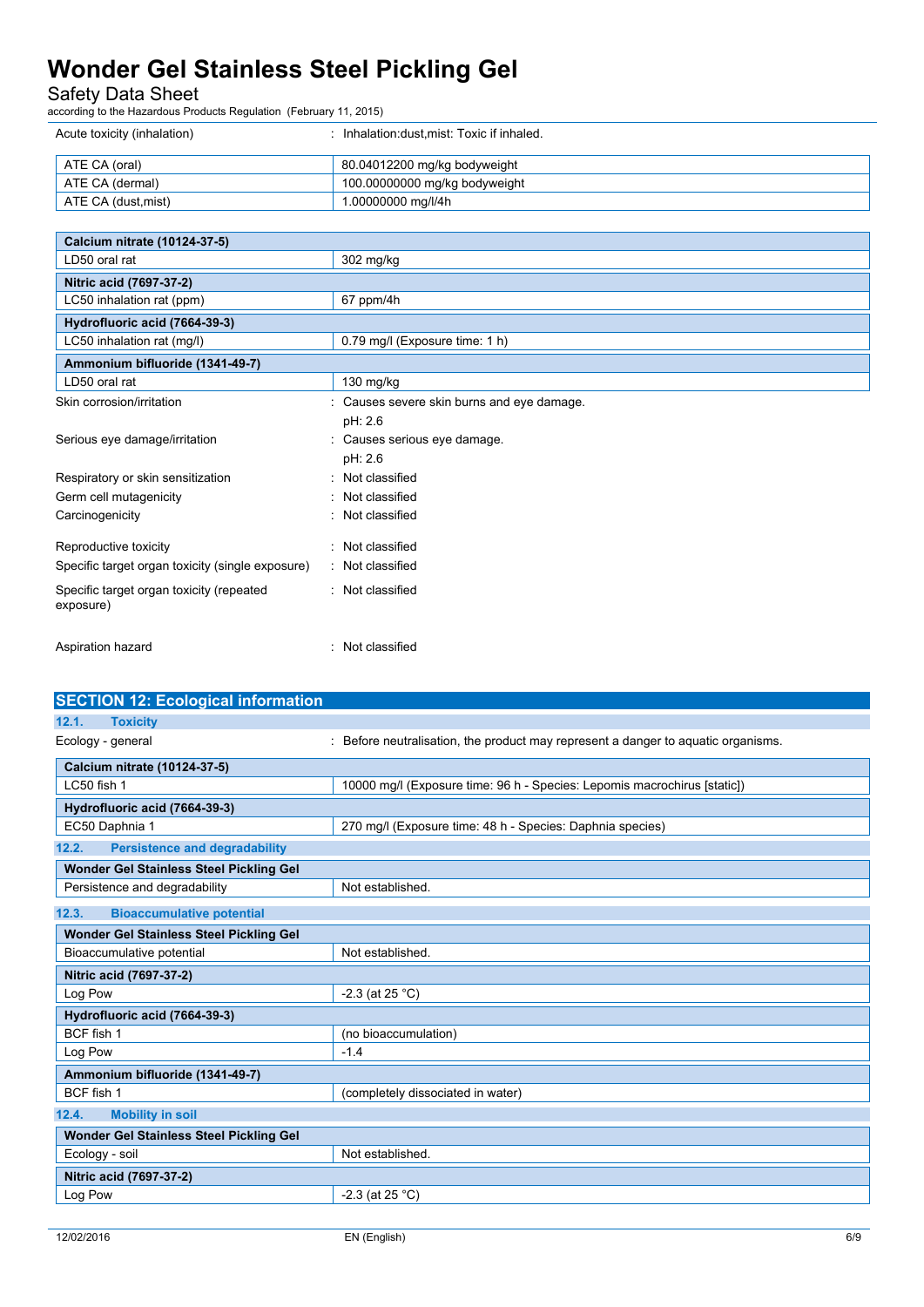Acute toxicity (inhalation) : Inhalation:dust,mist: Toxic if inhaled.

| ATE CA (oral) | 80.04012200 mg/kg bodyweight |
|---|---|
| ATE CA (dermal) | 100.00000000 mg/kg bodyweight |
| ATE CA (dust,mist) | 1.00000000 mg/l/4h |

| **Calcium nitrate (10124-37-5)** | |
|---|---|
| LD50 oral rat | 302 mg/kg |
| **Nitric acid (7697-37-2)** | |
| LC50 inhalation rat (ppm) | 67 ppm/4h |
| **Hydrofluoric acid (7664-39-3)** | |
| LC50 inhalation rat (mg/l) | 0.79 mg/l (Exposure time: 1 h) |
| **Ammonium bifluoride (1341-49-7)** | |
| LD50 oral rat | 130 mg/kg |

Skin corrosion/irritation : Causes severe skin burns and eye damage.
pH: 2.6

Serious eye damage/irritation : Causes serious eye damage.
pH: 2.6

Respiratory or skin sensitization : Not classified

Germ cell mutagenicity : Not classified

Carcinogenicity : Not classified

Reproductive toxicity : Not classified

Specific target organ toxicity (single exposure) : Not classified

Specific target organ toxicity (repeated exposure) : Not classified

Aspiration hazard : Not classified

## SECTION 12: Ecological information

### 12.1. Toxicity

Ecology - general : Before neutralisation, the product may represent a danger to aquatic organisms.

| **Calcium nitrate (10124-37-5)** | |
|---|---|
| LC50 fish 1 | 10000 mg/l (Exposure time: 96 h - Species: Lepomis macrochirus [static]) |
| **Hydrofluoric acid (7664-39-3)** | |
| EC50 Daphnia 1 | 270 mg/l (Exposure time: 48 h - Species: Daphnia species) |

### 12.2. Persistence and degradability

| **Wonder Gel Stainless Steel Pickling Gel** | |
|---|---|
| Persistence and degradability | Not established. |

### 12.3. Bioaccumulative potential

| **Wonder Gel Stainless Steel Pickling Gel** | |
|---|---|
| Bioaccumulative potential | Not established. |
| **Nitric acid (7697-37-2)** | |
| Log Pow | -2.3 (at 25 °C) |
| **Hydrofluoric acid (7664-39-3)** | |
| BCF fish 1 | (no bioaccumulation) |
| Log Pow | -1.4 |
| **Ammonium bifluoride (1341-49-7)** | |
| BCF fish 1 | (completely dissociated in water) |

### 12.4. Mobility in soil

| **Wonder Gel Stainless Steel Pickling Gel** | |
|---|---|
| Ecology - soil | Not established. |
| **Nitric acid (7697-37-2)** | |
| Log Pow | -2.3 (at 25 °C) |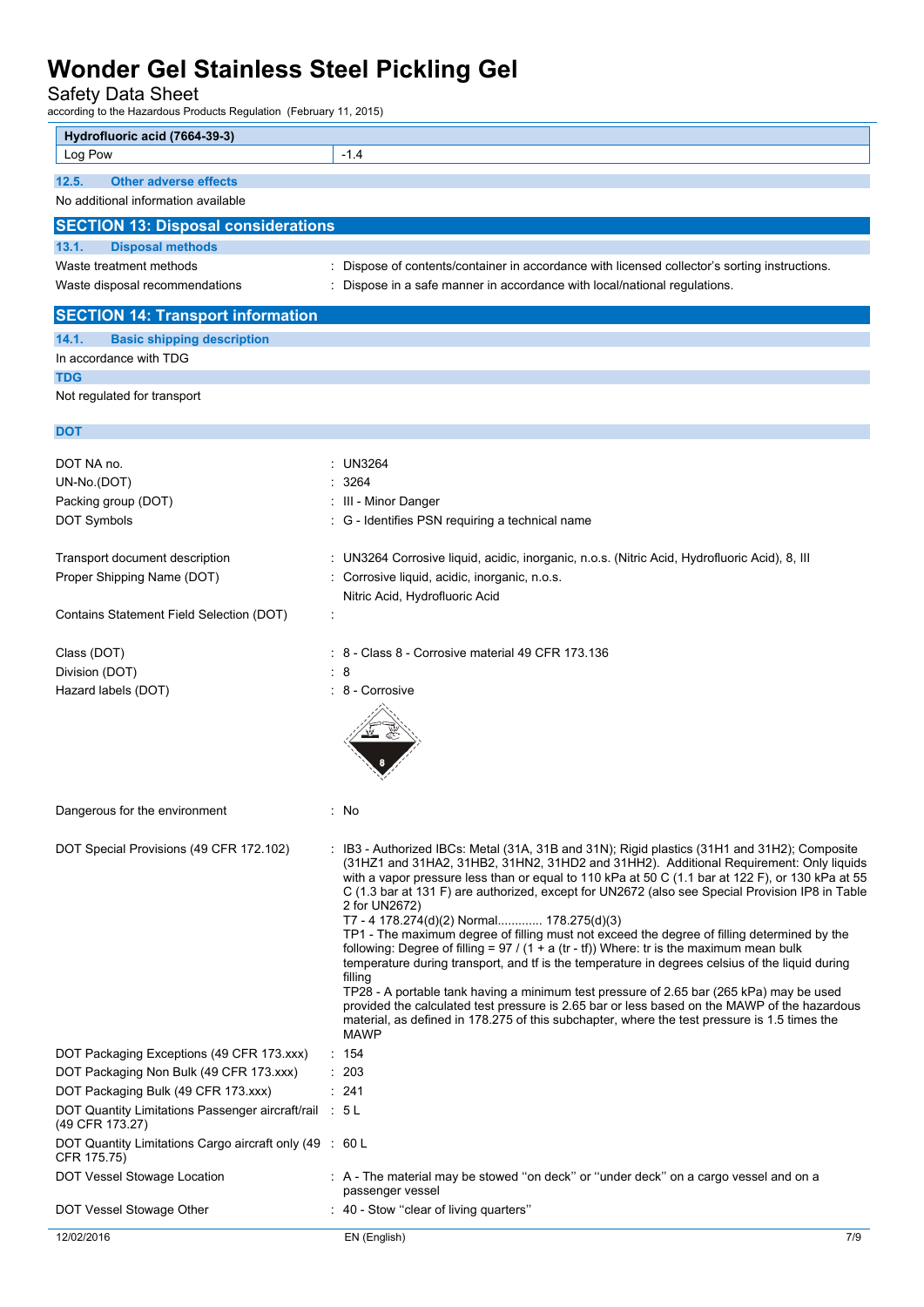| Hydrofluoric acid (7664-39-3) | |
|---|---|
| Log Pow | -1.4 |

### 12.5. Other adverse effects

No additional information available

## SECTION 13: Disposal considerations

### 13.1. Disposal methods

Waste treatment methods : Dispose of contents/container in accordance with licensed collector's sorting instructions.

Waste disposal recommendations : Dispose in a safe manner in accordance with local/national regulations.

## SECTION 14: Transport information

### 14.1. Basic shipping description

In accordance with TDG

**TDG**

Not regulated for transport

**DOT**

DOT NA no. : UN3264

UN-No.(DOT) : 3264

Packing group (DOT) : III - Minor Danger

DOT Symbols : G - Identifies PSN requiring a technical name

Transport document description : UN3264 Corrosive liquid, acidic, inorganic, n.o.s. (Nitric Acid, Hydrofluoric Acid), 8, III

Proper Shipping Name (DOT) : Corrosive liquid, acidic, inorganic, n.o.s.
Nitric Acid, Hydrofluoric Acid

Contains Statement Field Selection (DOT) :

Class (DOT) : 8 - Class 8 - Corrosive material 49 CFR 173.136

Division (DOT) : 8

Hazard labels (DOT) : 8 - Corrosive

Dangerous for the environment : No

DOT Special Provisions (49 CFR 172.102) : IB3 - Authorized IBCs: Metal (31A, 31B and 31N); Rigid plastics (31H1 and 31H2); Composite (31HZ1 and 31HA2, 31HB2, 31HN2, 31HD2 and 31HH2). Additional Requirement: Only liquids with a vapor pressure less than or equal to 110 kPa at 50 C (1.1 bar at 122 F), or 130 kPa at 55 C (1.3 bar at 131 F) are authorized, except for UN2672 (also see Special Provision IP8 in Table 2 for UN2672)
T7 - 4 178.274(d)(2) Normal............ 178.275(d)(3)
TP1 - The maximum degree of filling must not exceed the degree of filling determined by the following: Degree of filling = 97 / (1 + a (tr - tf)) Where: tr is the maximum mean bulk temperature during transport, and tf is the temperature in degrees celsius of the liquid during filling
TP28 - A portable tank having a minimum test pressure of 2.65 bar (265 kPa) may be used provided the calculated test pressure is 2.65 bar or less based on the MAWP of the hazardous material, as defined in 178.275 of this subchapter, where the test pressure is 1.5 times the MAWP

DOT Packaging Exceptions (49 CFR 173.xxx) : 154

DOT Packaging Non Bulk (49 CFR 173.xxx) : 203

DOT Packaging Bulk (49 CFR 173.xxx) : 241

DOT Quantity Limitations Passenger aircraft/rail (49 CFR 173.27) : 5 L

DOT Quantity Limitations Cargo aircraft only (49 CFR 175.75) : 60 L

DOT Vessel Stowage Location : A - The material may be stowed "on deck" or "under deck" on a cargo vessel and on a passenger vessel

DOT Vessel Stowage Other : 40 - Stow "clear of living quarters"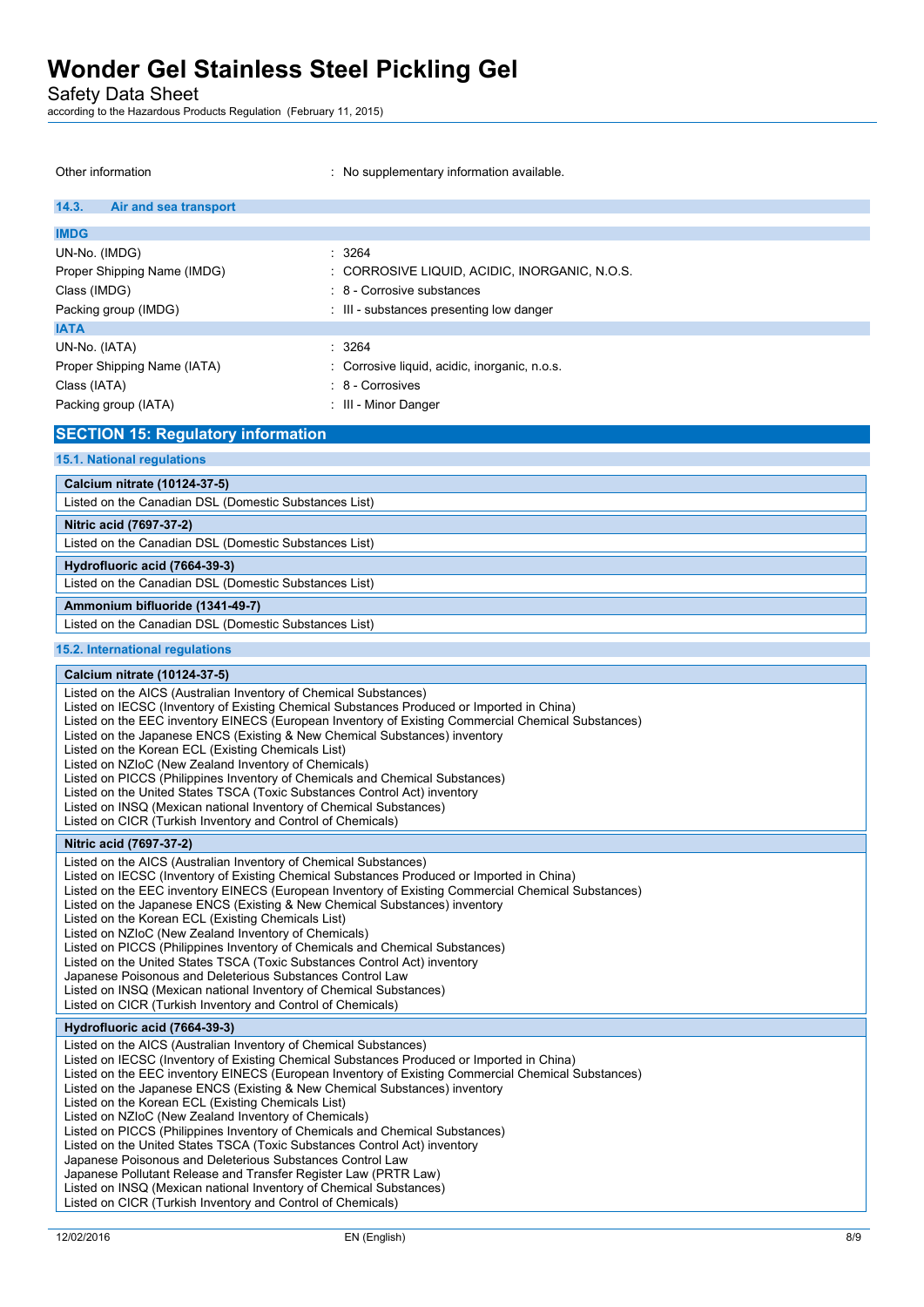Other information : No supplementary information available.

### 14.3. Air and sea transport

**IMDG**

| | |
|---|---|
| UN-No. (IMDG) | : 3264 |
| Proper Shipping Name (IMDG) | : CORROSIVE LIQUID, ACIDIC, INORGANIC, N.O.S. |
| Class (IMDG) | : 8 - Corrosive substances |
| Packing group (IMDG) | : III - substances presenting low danger |

**IATA**

| | |
|---|---|
| UN-No. (IATA) | : 3264 |
| Proper Shipping Name (IATA) | : Corrosive liquid, acidic, inorganic, n.o.s. |
| Class (IATA) | : 8 - Corrosives |
| Packing group (IATA) | : III - Minor Danger |

## SECTION 15: Regulatory information

### 15.1. National regulations

**Calcium nitrate (10124-37-5)**

Listed on the Canadian DSL (Domestic Substances List)

**Nitric acid (7697-37-2)**

Listed on the Canadian DSL (Domestic Substances List)

**Hydrofluoric acid (7664-39-3)**

Listed on the Canadian DSL (Domestic Substances List)

**Ammonium bifluoride (1341-49-7)**

Listed on the Canadian DSL (Domestic Substances List)

### 15.2. International regulations

**Calcium nitrate (10124-37-5)**

Listed on the AICS (Australian Inventory of Chemical Substances)
Listed on IECSC (Inventory of Existing Chemical Substances Produced or Imported in China)
Listed on the EEC inventory EINECS (European Inventory of Existing Commercial Chemical Substances)
Listed on the Japanese ENCS (Existing & New Chemical Substances) inventory
Listed on the Korean ECL (Existing Chemicals List)
Listed on NZIoC (New Zealand Inventory of Chemicals)
Listed on PICCS (Philippines Inventory of Chemicals and Chemical Substances)
Listed on the United States TSCA (Toxic Substances Control Act) inventory
Listed on INSQ (Mexican national Inventory of Chemical Substances)
Listed on CICR (Turkish Inventory and Control of Chemicals)

**Nitric acid (7697-37-2)**

Listed on the AICS (Australian Inventory of Chemical Substances)
Listed on IECSC (Inventory of Existing Chemical Substances Produced or Imported in China)
Listed on the EEC inventory EINECS (European Inventory of Existing Commercial Chemical Substances)
Listed on the Japanese ENCS (Existing & New Chemical Substances) inventory
Listed on the Korean ECL (Existing Chemicals List)
Listed on NZIoC (New Zealand Inventory of Chemicals)
Listed on PICCS (Philippines Inventory of Chemicals and Chemical Substances)
Listed on the United States TSCA (Toxic Substances Control Act) inventory
Japanese Poisonous and Deleterious Substances Control Law
Listed on INSQ (Mexican national Inventory of Chemical Substances)
Listed on CICR (Turkish Inventory and Control of Chemicals)

**Hydrofluoric acid (7664-39-3)**

Listed on the AICS (Australian Inventory of Chemical Substances)
Listed on IECSC (Inventory of Existing Chemical Substances Produced or Imported in China)
Listed on the EEC inventory EINECS (European Inventory of Existing Commercial Chemical Substances)
Listed on the Japanese ENCS (Existing & New Chemical Substances) inventory
Listed on the Korean ECL (Existing Chemicals List)
Listed on NZIoC (New Zealand Inventory of Chemicals)
Listed on PICCS (Philippines Inventory of Chemicals and Chemical Substances)
Listed on the United States TSCA (Toxic Substances Control Act) inventory
Japanese Poisonous and Deleterious Substances Control Law
Japanese Pollutant Release and Transfer Register Law (PRTR Law)
Listed on INSQ (Mexican national Inventory of Chemical Substances)
Listed on CICR (Turkish Inventory and Control of Chemicals)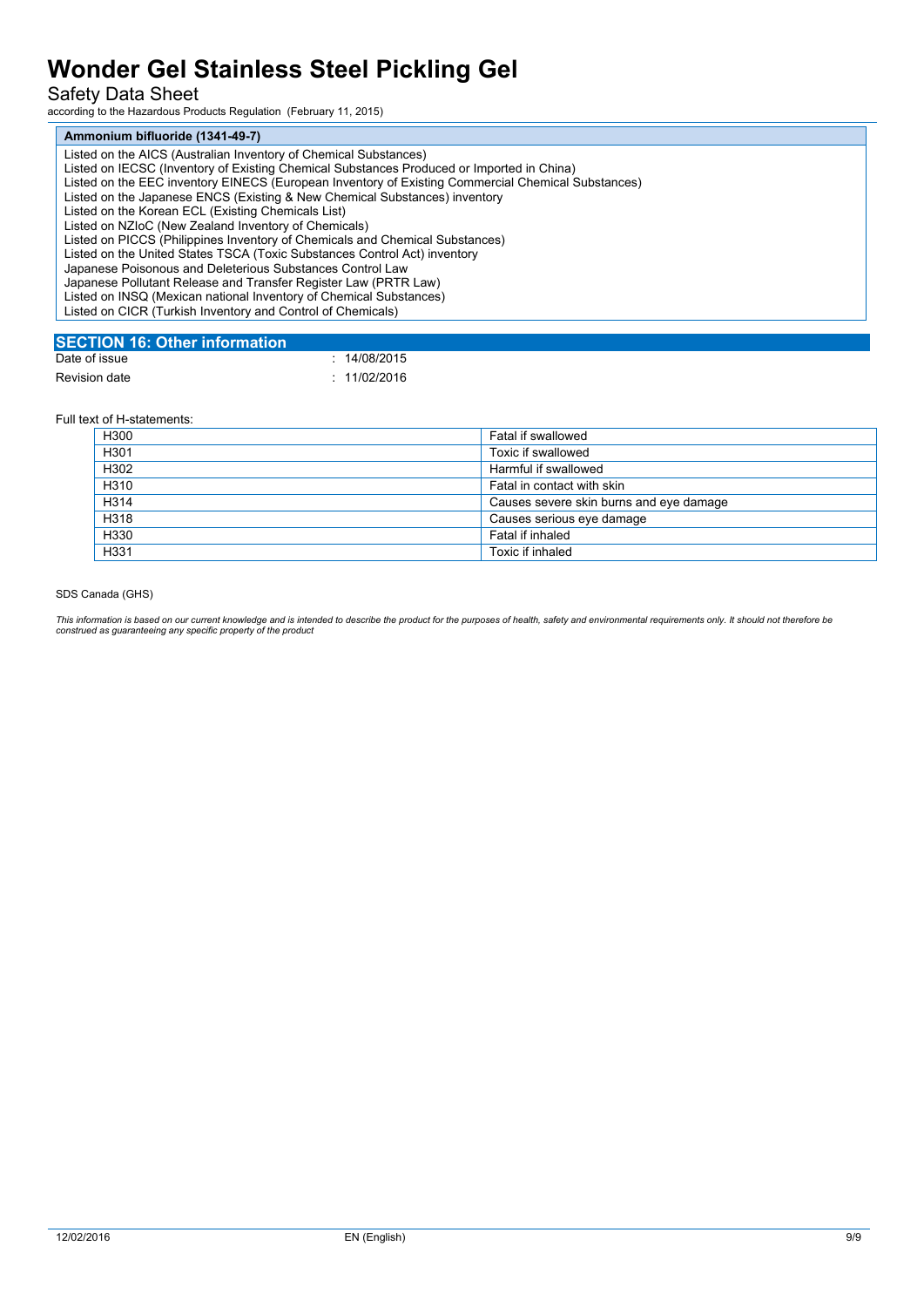| Ammonium bifluoride (1341-49-7) |
|---|
| Listed on the AICS (Australian Inventory of Chemical Substances)<br>Listed on IECSC (Inventory of Existing Chemical Substances Produced or Imported in China)<br>Listed on the EEC inventory EINECS (European Inventory of Existing Commercial Chemical Substances)<br>Listed on the Japanese ENCS (Existing & New Chemical Substances) inventory<br>Listed on the Korean ECL (Existing Chemicals List)<br>Listed on NZIoC (New Zealand Inventory of Chemicals)<br>Listed on PICCS (Philippines Inventory of Chemicals and Chemical Substances)<br>Listed on the United States TSCA (Toxic Substances Control Act) inventory<br>Japanese Poisonous and Deleterious Substances Control Law<br>Japanese Pollutant Release and Transfer Register Law (PRTR Law)<br>Listed on INSQ (Mexican national Inventory of Chemical Substances)<br>Listed on CICR (Turkish Inventory and Control of Chemicals) |

## SECTION 16: Other information

Date of issue : 14/08/2015

Revision date : 11/02/2016

Full text of H-statements:

| | |
|---|---|
| H300 | Fatal if swallowed |
| H301 | Toxic if swallowed |
| H302 | Harmful if swallowed |
| H310 | Fatal in contact with skin |
| H314 | Causes severe skin burns and eye damage |
| H318 | Causes serious eye damage |
| H330 | Fatal if inhaled |
| H331 | Toxic if inhaled |

SDS Canada (GHS)

*This information is based on our current knowledge and is intended to describe the product for the purposes of health, safety and environmental requirements only. It should not therefore be construed as guaranteeing any specific property of the product*